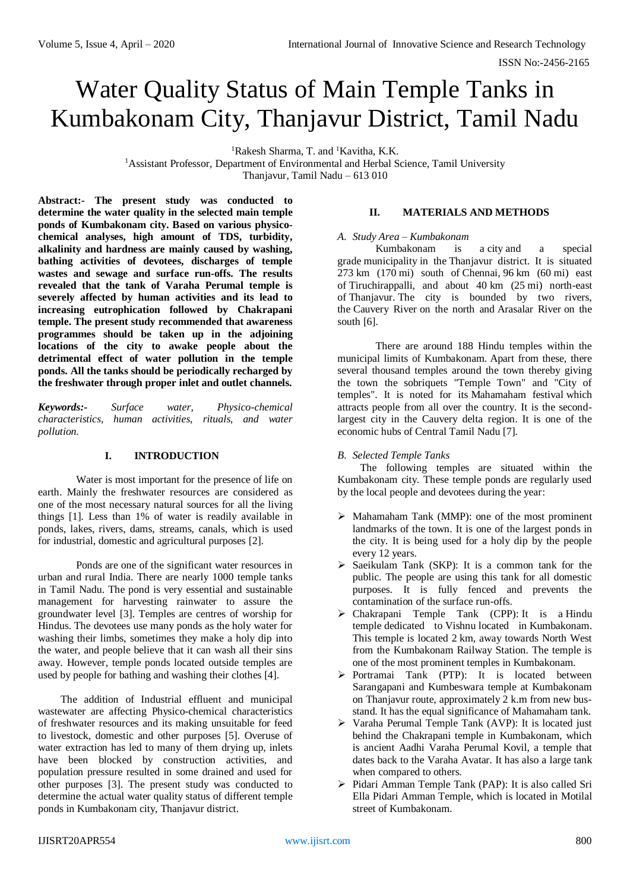# Water Quality Status of Main Temple Tanks in Kumbakonam City, Thanjavur District, Tamil Nadu

[1]Rakesh Sharma, T. and [1]Kavitha, K.K.

[1]Assistant Professor, Department of Environmental and Herbal Science, Tamil University
Thanjavur, Tamil Nadu – 613 010

**Abstract:- The present study was conducted to determine the water quality in the selected main temple ponds of Kumbakonam city. Based on various physico-chemical analyses, high amount of TDS, turbidity, alkalinity and hardness are mainly caused by washing, bathing activities of devotees, discharges of temple wastes and sewage and surface run-offs. The results revealed that the tank of Varaha Perumal temple is severely affected by human activities and its lead to increasing eutrophication followed by Chakrapani temple. The present study recommended that awareness programmes should be taken up in the adjoining locations of the city to awake people about the detrimental effect of water pollution in the temple ponds. All the tanks should be periodically recharged by the freshwater through proper inlet and outlet channels.**

***Keywords:-*** *Surface water, Physico-chemical characteristics, human activities, rituals, and water pollution.*

## I. INTRODUCTION

Water is most important for the presence of life on earth. Mainly the freshwater resources are considered as one of the most necessary natural sources for all the living things [1]. Less than 1% of water is readily available in ponds, lakes, rivers, dams, streams, canals, which is used for industrial, domestic and agricultural purposes [2].

Ponds are one of the significant water resources in urban and rural India. There are nearly 1000 temple tanks in Tamil Nadu. The pond is very essential and sustainable management for harvesting rainwater to assure the groundwater level [3]. Temples are centres of worship for Hindus. The devotees use many ponds as the holy water for washing their limbs, sometimes they make a holy dip into the water, and people believe that it can wash all their sins away. However, temple ponds located outside temples are used by people for bathing and washing their clothes [4].

The addition of Industrial effluent and municipal wastewater are affecting Physico-chemical characteristics of freshwater resources and its making unsuitable for feed to livestock, domestic and other purposes [5]. Overuse of water extraction has led to many of them drying up, inlets have been blocked by construction activities, and population pressure resulted in some drained and used for other purposes [3]. The present study was conducted to determine the actual water quality status of different temple ponds in Kumbakonam city, Thanjavur district.

## II. MATERIALS AND METHODS

### *A. Study Area – Kumbakonam*

Kumbakonam is a city and a special grade municipality in the Thanjavur district. It is situated 273 km (170 mi) south of Chennai, 96 km (60 mi) east of Tiruchirappalli, and about 40 km (25 mi) north-east of Thanjavur. The city is bounded by two rivers, the Cauvery River on the north and Arasalar River on the south [6].

There are around 188 Hindu temples within the municipal limits of Kumbakonam. Apart from these, there several thousand temples around the town thereby giving the town the sobriquets "Temple Town" and "City of temples". It is noted for its Mahamaham festival which attracts people from all over the country. It is the second-largest city in the Cauvery delta region. It is one of the economic hubs of Central Tamil Nadu [7].

### *B. Selected Temple Tanks*

The following temples are situated within the Kumbakonam city. These temple ponds are regularly used by the local people and devotees during the year:

- Mahamaham Tank (MMP): one of the most prominent landmarks of the town. It is one of the largest ponds in the city. It is being used for a holy dip by the people every 12 years.
- Saeikulam Tank (SKP): It is a common tank for the public. The people are using this tank for all domestic purposes. It is fully fenced and prevents the contamination of the surface run-offs.
- Chakrapani Temple Tank (CPP): It is a Hindu temple dedicated to Vishnu located in Kumbakonam. This temple is located 2 km, away towards North West from the Kumbakonam Railway Station. The temple is one of the most prominent temples in Kumbakonam.
- Portramai Tank (PTP): It is located between Sarangapani and Kumbeswara temple at Kumbakonam on Thanjavur route, approximately 2 k.m from new bus-stand. It has the equal significance of Mahamaham tank.
- Varaha Perumal Temple Tank (AVP): It is located just behind the Chakrapani temple in Kumbakonam, which is ancient Aadhi Varaha Perumal Kovil, a temple that dates back to the Varaha Avatar. It has also a large tank when compared to others.
- Pidari Amman Temple Tank (PAP): It is also called Sri Ella Pidari Amman Temple, which is located in Motilal street of Kumbakonam.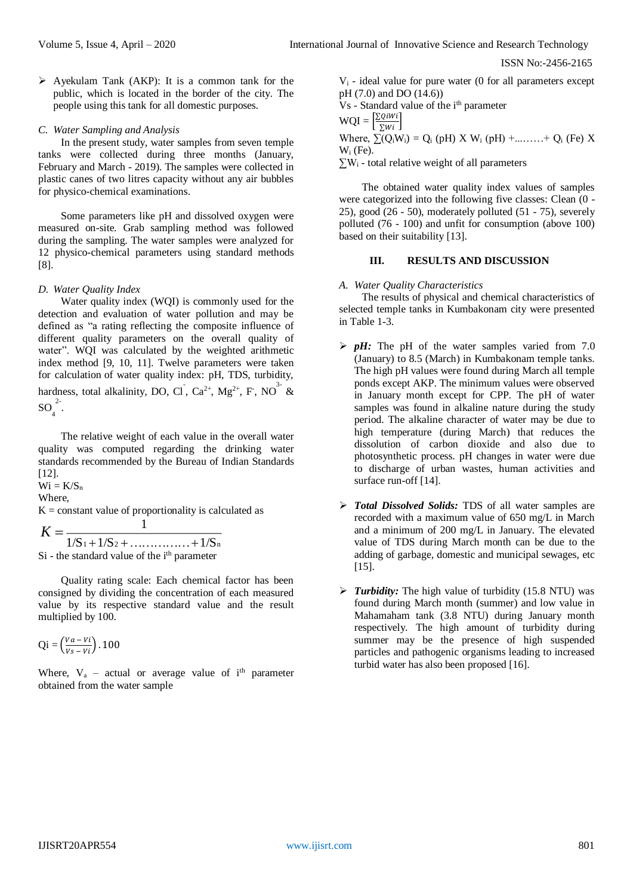- Ayekulam Tank (AKP): It is a common tank for the public, which is located in the border of the city. The people using this tank for all domestic purposes.

### C. Water Sampling and Analysis

In the present study, water samples from seven temple tanks were collected during three months (January, February and March - 2019). The samples were collected in plastic canes of two litres capacity without any air bubbles for physico-chemical examinations.

Some parameters like pH and dissolved oxygen were measured on-site. Grab sampling method was followed during the sampling. The water samples were analyzed for 12 physico-chemical parameters using standard methods [8].

### D. Water Quality Index

Water quality index (WQI) is commonly used for the detection and evaluation of water pollution and may be defined as "a rating reflecting the composite influence of different quality parameters on the overall quality of water". WQI was calculated by the weighted arithmetic index method [9, 10, 11]. Twelve parameters were taken for calculation of water quality index: pH, TDS, turbidity, hardness, total alkalinity, DO, $Cl^-$, $Ca^{2+}$, $Mg^{2+}$, $F^-$, $NO^{3-}$ & $SO_4^{2-}$.

The relative weight of each value in the overall water quality was computed regarding the drinking water standards recommended by the Bureau of Indian Standards [12].

$W_i = K/S_n$

Where,

K = constant value of proportionality is calculated as

$$K = \frac{1}{1/S_1 + 1/S_2 + \ldots\ldots\ldots\ldots\ldots + 1/S_n}$$

Si - the standard value of the i[th] parameter

Quality rating scale: Each chemical factor has been consigned by dividing the concentration of each measured value by its respective standard value and the result multiplied by 100.

$$Q_i = \left(\frac{V_a - V_i}{V_s - V_i}\right).100$$

Where, $V_a$ – actual or average value of i[th] parameter obtained from the water sample

$V_i$ - ideal value for pure water (0 for all parameters except pH (7.0) and DO (14.6))

Vs - Standard value of the i[th] parameter

$$WQI = \left[\frac{\sum Q_i W_i}{\sum W_i}\right]$$

Where, $\sum(Q_iW_i) = Q_i\,(pH) \times W_i\,(pH) + \ldots\ldots\ldots + Q_i\,(Fe) \times W_i\,(Fe)$.

$\sum W_i$ - total relative weight of all parameters

The obtained water quality index values of samples were categorized into the following five classes: Clean (0 - 25), good (26 - 50), moderately polluted (51 - 75), severely polluted (76 - 100) and unfit for consumption (above 100) based on their suitability [13].

## III. RESULTS AND DISCUSSION

### A. Water Quality Characteristics

The results of physical and chemical characteristics of selected temple tanks in Kumbakonam city were presented in Table 1-3.

- ***pH:*** The pH of the water samples varied from 7.0 (January) to 8.5 (March) in Kumbakonam temple tanks. The high pH values were found during March all temple ponds except AKP. The minimum values were observed in January month except for CPP. The pH of water samples was found in alkaline nature during the study period. The alkaline character of water may be due to high temperature (during March) that reduces the dissolution of carbon dioxide and also due to photosynthetic process. pH changes in water were due to discharge of urban wastes, human activities and surface run-off [14].

- ***Total Dissolved Solids:*** TDS of all water samples are recorded with a maximum value of 650 mg/L in March and a minimum of 200 mg/L in January. The elevated value of TDS during March month can be due to the adding of garbage, domestic and municipal sewages, etc [15].

- ***Turbidity:*** The high value of turbidity (15.8 NTU) was found during March month (summer) and low value in Mahamaham tank (3.8 NTU) during January month respectively. The high amount of turbidity during summer may be the presence of high suspended particles and pathogenic organisms leading to increased turbid water has also been proposed [16].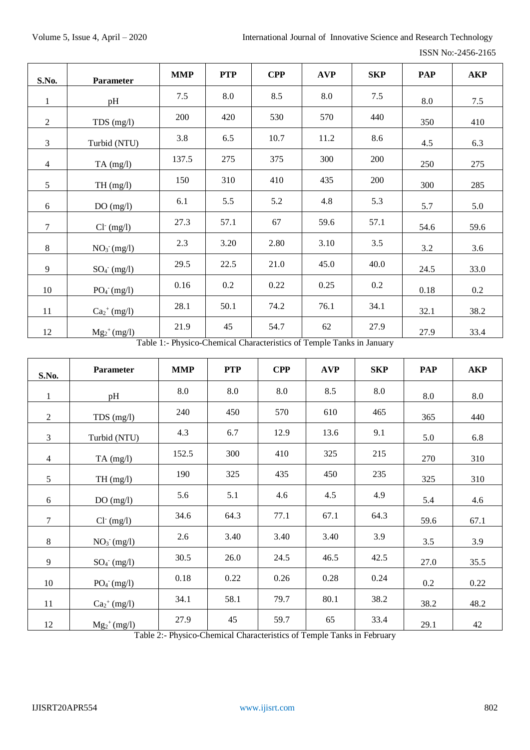| S.No. | Parameter | MMP | PTP | CPP | AVP | SKP | PAP | AKP |
|---|---|---|---|---|---|---|---|---|
| 1 | pH | 7.5 | 8.0 | 8.5 | 8.0 | 7.5 | 8.0 | 7.5 |
| 2 | TDS (mg/l) | 200 | 420 | 530 | 570 | 440 | 350 | 410 |
| 3 | Turbid (NTU) | 3.8 | 6.5 | 10.7 | 11.2 | 8.6 | 4.5 | 6.3 |
| 4 | TA (mg/l) | 137.5 | 275 | 375 | 300 | 200 | 250 | 275 |
| 5 | TH (mg/l) | 150 | 310 | 410 | 435 | 200 | 300 | 285 |
| 6 | DO (mg/l) | 6.1 | 5.5 | 5.2 | 4.8 | 5.3 | 5.7 | 5.0 |
| 7 | $Cl^-$ (mg/l) | 27.3 | 57.1 | 67 | 59.6 | 57.1 | 54.6 | 59.6 |
| 8 | $NO_3^-$ (mg/l) | 2.3 | 3.20 | 2.80 | 3.10 | 3.5 | 3.2 | 3.6 |
| 9 | $SO_4^-$ (mg/l) | 29.5 | 22.5 | 21.0 | 45.0 | 40.0 | 24.5 | 33.0 |
| 10 | $PO_4^-$ (mg/l) | 0.16 | 0.2 | 0.22 | 0.25 | 0.2 | 0.18 | 0.2 |
| 11 | $Ca_2^+$ (mg/l) | 28.1 | 50.1 | 74.2 | 76.1 | 34.1 | 32.1 | 38.2 |
| 12 | $Mg_2^+$ (mg/l) | 21.9 | 45 | 54.7 | 62 | 27.9 | 27.9 | 33.4 |

Table 1:- Physico-Chemical Characteristics of Temple Tanks in January

| S.No. | Parameter | MMP | PTP | CPP | AVP | SKP | PAP | AKP |
|---|---|---|---|---|---|---|---|---|
| 1 | pH | 8.0 | 8.0 | 8.0 | 8.5 | 8.0 | 8.0 | 8.0 |
| 2 | TDS (mg/l) | 240 | 450 | 570 | 610 | 465 | 365 | 440 |
| 3 | Turbid (NTU) | 4.3 | 6.7 | 12.9 | 13.6 | 9.1 | 5.0 | 6.8 |
| 4 | TA (mg/l) | 152.5 | 300 | 410 | 325 | 215 | 270 | 310 |
| 5 | TH (mg/l) | 190 | 325 | 435 | 450 | 235 | 325 | 310 |
| 6 | DO (mg/l) | 5.6 | 5.1 | 4.6 | 4.5 | 4.9 | 5.4 | 4.6 |
| 7 | $Cl^-$ (mg/l) | 34.6 | 64.3 | 77.1 | 67.1 | 64.3 | 59.6 | 67.1 |
| 8 | $NO_3^-$ (mg/l) | 2.6 | 3.40 | 3.40 | 3.40 | 3.9 | 3.5 | 3.9 |
| 9 | $SO_4^-$ (mg/l) | 30.5 | 26.0 | 24.5 | 46.5 | 42.5 | 27.0 | 35.5 |
| 10 | $PO_4^-$ (mg/l) | 0.18 | 0.22 | 0.26 | 0.28 | 0.24 | 0.2 | 0.22 |
| 11 | $Ca_2^+$ (mg/l) | 34.1 | 58.1 | 79.7 | 80.1 | 38.2 | 38.2 | 48.2 |
| 12 | $Mg_2^+$ (mg/l) | 27.9 | 45 | 59.7 | 65 | 33.4 | 29.1 | 42 |

Table 2:- Physico-Chemical Characteristics of Temple Tanks in February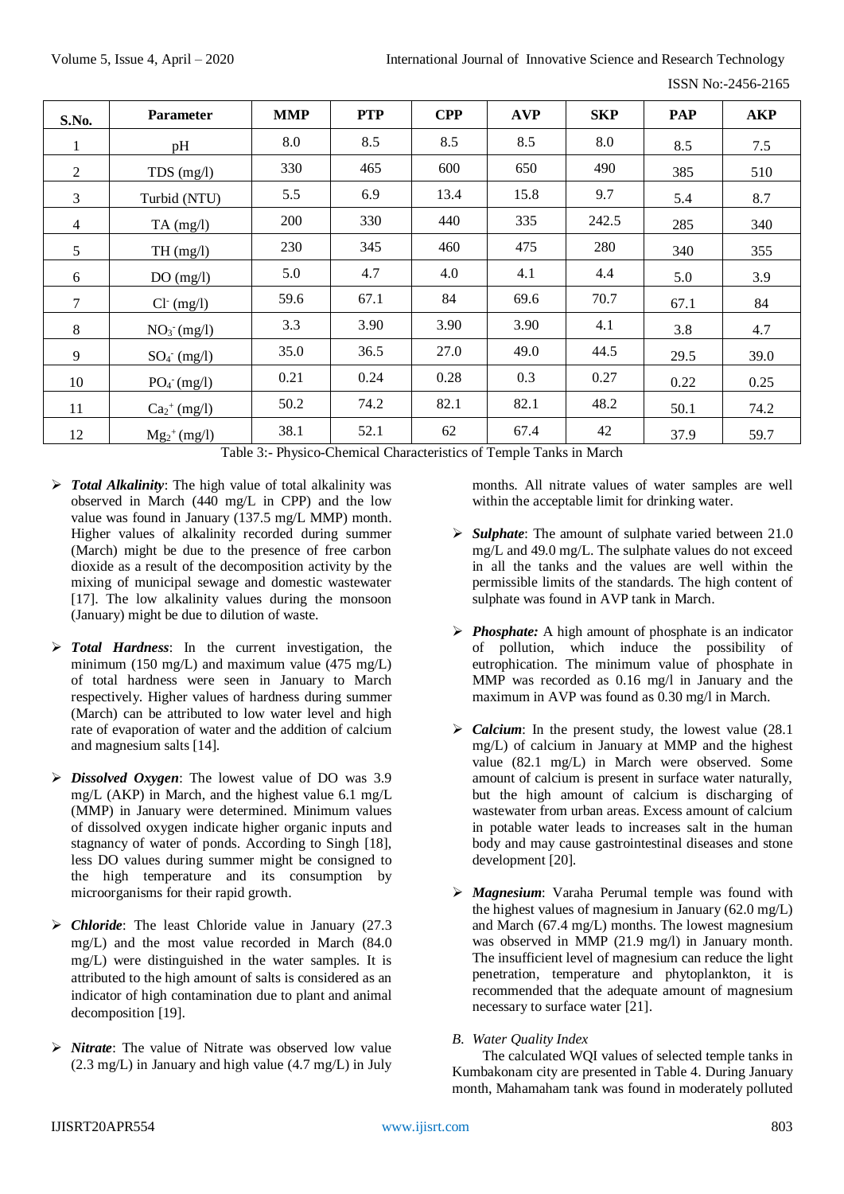| S.No. | Parameter | MMP | PTP | CPP | AVP | SKP | PAP | AKP |
|---|---|---|---|---|---|---|---|---|
| 1 | pH | 8.0 | 8.5 | 8.5 | 8.5 | 8.0 | 8.5 | 7.5 |
| 2 | TDS (mg/l) | 330 | 465 | 600 | 650 | 490 | 385 | 510 |
| 3 | Turbid (NTU) | 5.5 | 6.9 | 13.4 | 15.8 | 9.7 | 5.4 | 8.7 |
| 4 | TA (mg/l) | 200 | 330 | 440 | 335 | 242.5 | 285 | 340 |
| 5 | TH (mg/l) | 230 | 345 | 460 | 475 | 280 | 340 | 355 |
| 6 | DO (mg/l) | 5.0 | 4.7 | 4.0 | 4.1 | 4.4 | 5.0 | 3.9 |
| 7 | $Cl^-$ (mg/l) | 59.6 | 67.1 | 84 | 69.6 | 70.7 | 67.1 | 84 |
| 8 | $NO_3^-$ (mg/l) | 3.3 | 3.90 | 3.90 | 3.90 | 4.1 | 3.8 | 4.7 |
| 9 | $SO_4^-$ (mg/l) | 35.0 | 36.5 | 27.0 | 49.0 | 44.5 | 29.5 | 39.0 |
| 10 | $PO_4^-$ (mg/l) | 0.21 | 0.24 | 0.28 | 0.3 | 0.27 | 0.22 | 0.25 |
| 11 | $Ca_2^+$ (mg/l) | 50.2 | 74.2 | 82.1 | 82.1 | 48.2 | 50.1 | 74.2 |
| 12 | $Mg_2^+$ (mg/l) | 38.1 | 52.1 | 62 | 67.4 | 42 | 37.9 | 59.7 |

Table 3:- Physico-Chemical Characteristics of Temple Tanks in March

- ***Total Alkalinity***: The high value of total alkalinity was observed in March (440 mg/L in CPP) and the low value was found in January (137.5 mg/L MMP) month. Higher values of alkalinity recorded during summer (March) might be due to the presence of free carbon dioxide as a result of the decomposition activity by the mixing of municipal sewage and domestic wastewater [17]. The low alkalinity values during the monsoon (January) might be due to dilution of waste.

- ***Total Hardness***: In the current investigation, the minimum (150 mg/L) and maximum value (475 mg/L) of total hardness were seen in January to March respectively. Higher values of hardness during summer (March) can be attributed to low water level and high rate of evaporation of water and the addition of calcium and magnesium salts [14].

- ***Dissolved Oxygen***: The lowest value of DO was 3.9 mg/L (AKP) in March, and the highest value 6.1 mg/L (MMP) in January were determined. Minimum values of dissolved oxygen indicate higher organic inputs and stagnancy of water of ponds. According to Singh [18], less DO values during summer might be consigned to the high temperature and its consumption by microorganisms for their rapid growth.

- ***Chloride***: The least Chloride value in January (27.3 mg/L) and the most value recorded in March (84.0 mg/L) were distinguished in the water samples. It is attributed to the high amount of salts is considered as an indicator of high contamination due to plant and animal decomposition [19].

- ***Nitrate***: The value of Nitrate was observed low value (2.3 mg/L) in January and high value (4.7 mg/L) in July months. All nitrate values of water samples are well within the acceptable limit for drinking water.

- ***Sulphate***: The amount of sulphate varied between 21.0 mg/L and 49.0 mg/L. The sulphate values do not exceed in all the tanks and the values are well within the permissible limits of the standards. The high content of sulphate was found in AVP tank in March.

- ***Phosphate:*** A high amount of phosphate is an indicator of pollution, which induce the possibility of eutrophication. The minimum value of phosphate in MMP was recorded as 0.16 mg/l in January and the maximum in AVP was found as 0.30 mg/l in March.

- ***Calcium***: In the present study, the lowest value (28.1 mg/L) of calcium in January at MMP and the highest value (82.1 mg/L) in March were observed. Some amount of calcium is present in surface water naturally, but the high amount of calcium is discharging of wastewater from urban areas. Excess amount of calcium in potable water leads to increases salt in the human body and may cause gastrointestinal diseases and stone development [20].

- ***Magnesium***: Varaha Perumal temple was found with the highest values of magnesium in January (62.0 mg/L) and March (67.4 mg/L) months. The lowest magnesium was observed in MMP (21.9 mg/l) in January month. The insufficient level of magnesium can reduce the light penetration, temperature and phytoplankton, it is recommended that the adequate amount of magnesium necessary to surface water [21].

### *B. Water Quality Index*

The calculated WQI values of selected temple tanks in Kumbakonam city are presented in Table 4. During January month, Mahamaham tank was found in moderately polluted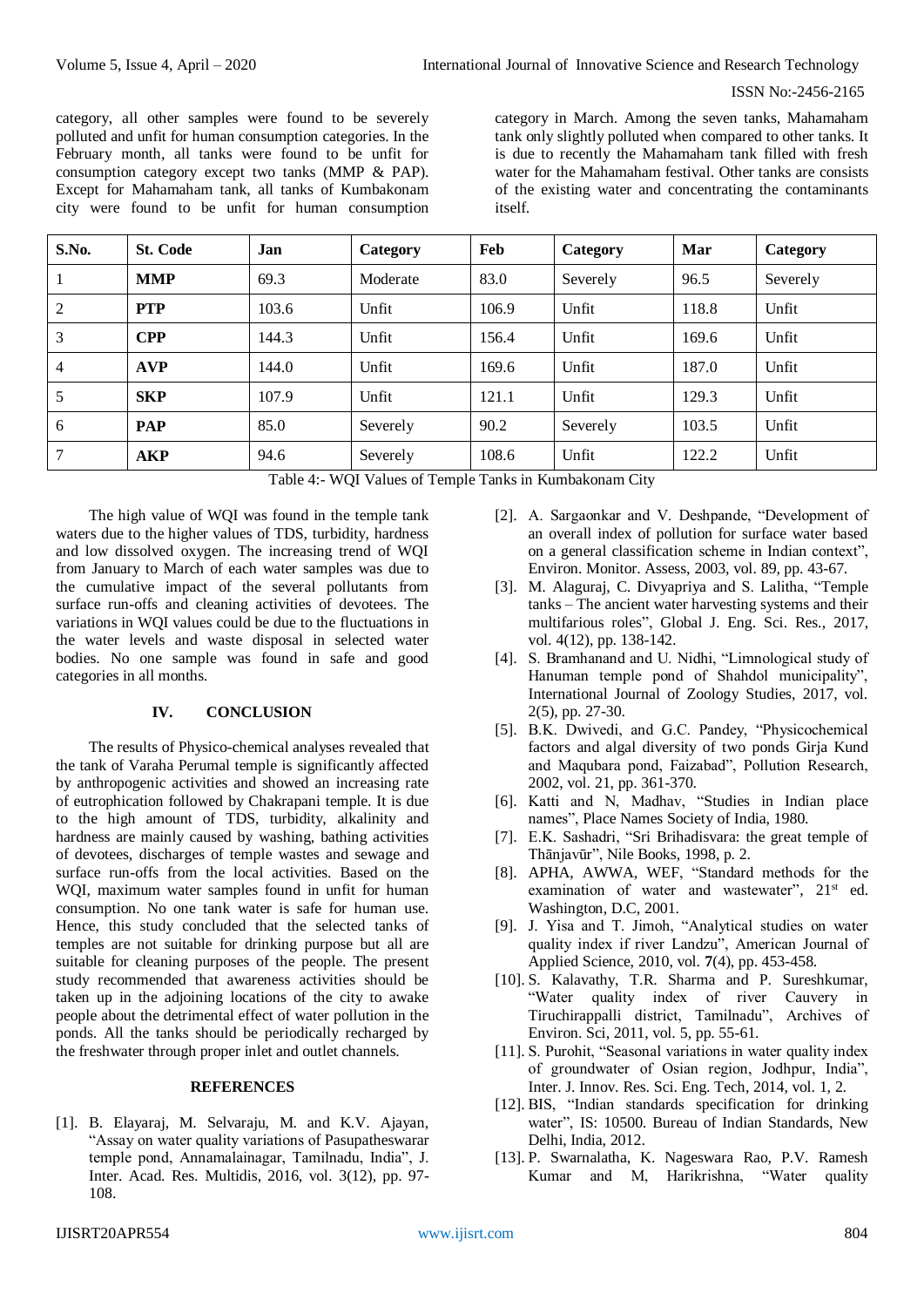category, all other samples were found to be severely polluted and unfit for human consumption categories. In the February month, all tanks were found to be unfit for consumption category except two tanks (MMP & PAP). Except for Mahamaham tank, all tanks of Kumbakonam city were found to be unfit for human consumption category in March. Among the seven tanks, Mahamaham tank only slightly polluted when compared to other tanks. It is due to recently the Mahamaham tank filled with fresh water for the Mahamaham festival. Other tanks are consists of the existing water and concentrating the contaminants itself.

| S.No. | St. Code | Jan | Category | Feb | Category | Mar | Category |
|---|---|---|---|---|---|---|---|
| 1 | **MMP** | 69.3 | Moderate | 83.0 | Severely | 96.5 | Severely |
| 2 | **PTP** | 103.6 | Unfit | 106.9 | Unfit | 118.8 | Unfit |
| 3 | **CPP** | 144.3 | Unfit | 156.4 | Unfit | 169.6 | Unfit |
| 4 | **AVP** | 144.0 | Unfit | 169.6 | Unfit | 187.0 | Unfit |
| 5 | **SKP** | 107.9 | Unfit | 121.1 | Unfit | 129.3 | Unfit |
| 6 | **PAP** | 85.0 | Severely | 90.2 | Severely | 103.5 | Unfit |
| 7 | **AKP** | 94.6 | Severely | 108.6 | Unfit | 122.2 | Unfit |

Table 4:- WQI Values of Temple Tanks in Kumbakonam City

The high value of WQI was found in the temple tank waters due to the higher values of TDS, turbidity, hardness and low dissolved oxygen. The increasing trend of WQI from January to March of each water samples was due to the cumulative impact of the several pollutants from surface run-offs and cleaning activities of devotees. The variations in WQI values could be due to the fluctuations in the water levels and waste disposal in selected water bodies. No one sample was found in safe and good categories in all months.

## IV. CONCLUSION

The results of Physico-chemical analyses revealed that the tank of Varaha Perumal temple is significantly affected by anthropogenic activities and showed an increasing rate of eutrophication followed by Chakrapani temple. It is due to the high amount of TDS, turbidity, alkalinity and hardness are mainly caused by washing, bathing activities of devotees, discharges of temple wastes and sewage and surface run-offs from the local activities. Based on the WQI, maximum water samples found in unfit for human consumption. No one tank water is safe for human use. Hence, this study concluded that the selected tanks of temples are not suitable for drinking purpose but all are suitable for cleaning purposes of the people. The present study recommended that awareness activities should be taken up in the adjoining locations of the city to awake people about the detrimental effect of water pollution in the ponds. All the tanks should be periodically recharged by the freshwater through proper inlet and outlet channels.

## REFERENCES

[1]. B. Elayaraj, M. Selvaraju, M. and K.V. Ajayan, "Assay on water quality variations of Pasupatheswarar temple pond, Annamalainagar, Tamilnadu, India", J. Inter. Acad. Res. Multidis, 2016, vol. 3(12), pp. 97-108.

[2]. A. Sargaonkar and V. Deshpande, "Development of an overall index of pollution for surface water based on a general classification scheme in Indian context", Environ. Monitor. Assess, 2003, vol. 89, pp. 43-67.

[3]. M. Alaguraj, C. Divyapriya and S. Lalitha, "Temple tanks – The ancient water harvesting systems and their multifarious roles", Global J. Eng. Sci. Res., 2017, vol. 4(12), pp. 138-142.

[4]. S. Bramhanand and U. Nidhi, "Limnological study of Hanuman temple pond of Shahdol municipality", International Journal of Zoology Studies, 2017, vol. 2(5), pp. 27-30.

[5]. B.K. Dwivedi, and G.C. Pandey, "Physicochemical factors and algal diversity of two ponds Girja Kund and Maqubara pond, Faizabad", Pollution Research, 2002, vol. 21, pp. 361-370.

[6]. Katti and N, Madhav, "Studies in Indian place names", Place Names Society of India, 1980.

[7]. E.K. Sashadri, "Sri Brihadisvara: the great temple of Thānjavūr", Nile Books, 1998, p. 2.

[8]. APHA, AWWA, WEF, "Standard methods for the examination of water and wastewater", 21st ed. Washington, D.C, 2001.

[9]. J. Yisa and T. Jimoh, "Analytical studies on water quality index if river Landzu", American Journal of Applied Science, 2010, vol. **7**(4), pp. 453-458.

[10]. S. Kalavathy, T.R. Sharma and P. Sureshkumar, "Water quality index of river Cauvery in Tiruchirappalli district, Tamilnadu", Archives of Environ. Sci, 2011, vol. 5, pp. 55-61.

[11]. S. Purohit, "Seasonal variations in water quality index of groundwater of Osian region, Jodhpur, India", Inter. J. Innov. Res. Sci. Eng. Tech, 2014, vol. 1, 2.

[12]. BIS, "Indian standards specification for drinking water", IS: 10500. Bureau of Indian Standards, New Delhi, India, 2012.

[13]. P. Swarnalatha, K. Nageswara Rao, P.V. Ramesh Kumar and M, Harikrishna, "Water quality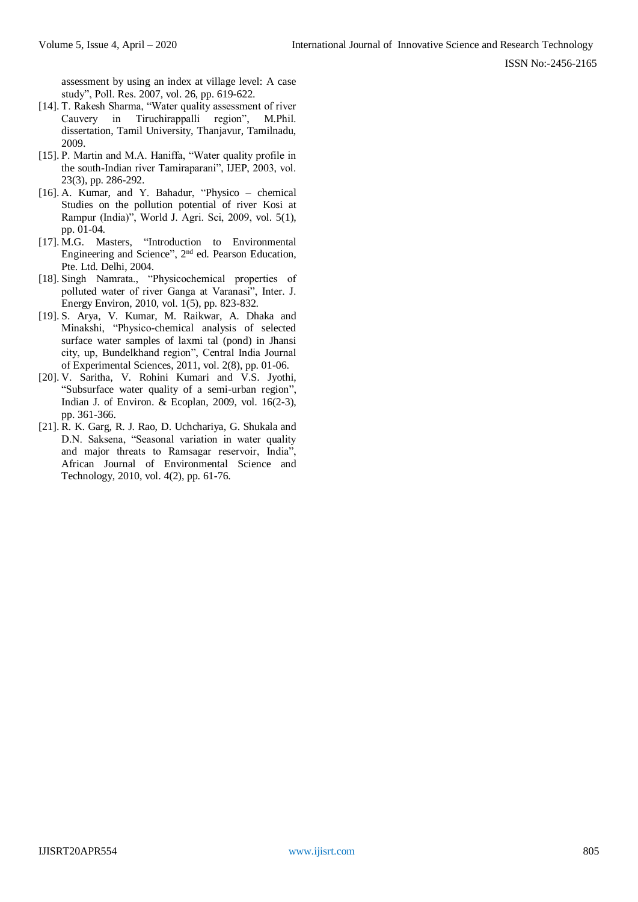assessment by using an index at village level: A case study", Poll. Res. 2007, vol. 26, pp. 619-622.

[14]. T. Rakesh Sharma, "Water quality assessment of river Cauvery in Tiruchirappalli region", M.Phil. dissertation, Tamil University, Thanjavur, Tamilnadu, 2009.

[15]. P. Martin and M.A. Haniffa, "Water quality profile in the south-Indian river Tamiraparani", IJEP, 2003, vol. 23(3), pp. 286-292.

[16]. A. Kumar, and Y. Bahadur, "Physico – chemical Studies on the pollution potential of river Kosi at Rampur (India)", World J. Agri. Sci, 2009, vol. 5(1), pp. 01-04.

[17]. M.G. Masters, "Introduction to Environmental Engineering and Science", 2nd ed. Pearson Education, Pte. Ltd. Delhi, 2004.

[18]. Singh Namrata., "Physicochemical properties of polluted water of river Ganga at Varanasi", Inter. J. Energy Environ, 2010, vol. 1(5), pp. 823-832.

[19]. S. Arya, V. Kumar, M. Raikwar, A. Dhaka and Minakshi, "Physico-chemical analysis of selected surface water samples of laxmi tal (pond) in Jhansi city, up, Bundelkhand region", Central India Journal of Experimental Sciences, 2011, vol. 2(8), pp. 01-06.

[20]. V. Saritha, V. Rohini Kumari and V.S. Jyothi, "Subsurface water quality of a semi-urban region", Indian J. of Environ. & Ecoplan, 2009, vol. 16(2-3), pp. 361-366.

[21]. R. K. Garg, R. J. Rao, D. Uchchariya, G. Shukala and D.N. Saksena, "Seasonal variation in water quality and major threats to Ramsagar reservoir, India", African Journal of Environmental Science and Technology, 2010, vol. 4(2), pp. 61-76.